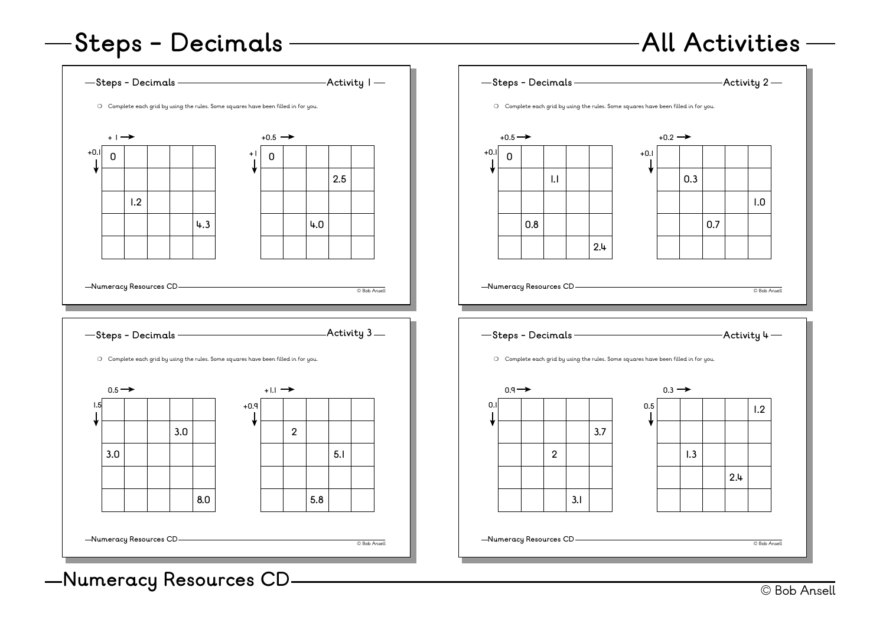# Steps - Decimals — All Activities

## Steps - Decimals — Activity 1

❍ Complete each grid by using the rules. Some squares have been filled in for you.

Rules: + 1 → (across), +0.1 ↓ (down)

| | | | | |
|---|---|---|---|---|
| 0 | | | | |
| | | | | |
| | 1.2 | | | |
| | | | | 4.3 |
| | | | | |

Rules: +0.5 → (across), +1 ↓ (down)

| | | | | |
|---|---|---|---|---|
| 0 | | | | |
| | | | 2.5 | |
| | | | | |
| | | 4.0 | | |
| | | | | |

## Steps - Decimals — Activity 2

❍ Complete each grid by using the rules. Some squares have been filled in for you.

Rules: +0.5 → (across), +0.1 ↓ (down)

| | | | | |
|---|---|---|---|---|
| 0 | | | | |
| | | 1.1 | | |
| | | | | |
| | 0.8 | | | |
| | | | | 2.4 |

Rules: +0.2 → (across), +0.1 ↓ (down)

| | | | | |
|---|---|---|---|---|
| | | | | |
| | 0.3 | | | |
| | | | | 1.0 |
| | | 0.7 | | |
| | | | | |

## Steps - Decimals — Activity 3

❍ Complete each grid by using the rules. Some squares have been filled in for you.

Rules: 0.5 → (across), 1.5 ↓ (down)

| | | | | |
|---|---|---|---|---|
| | | | | |
| | | | 3.0 | |
| 3.0 | | | | |
| | | | | |
| | | | | 8.0 |

Rules: +1.1 → (across), +0.9 ↓ (down)

| | | | | |
|---|---|---|---|---|
| | | | | |
| | 2 | | | |
| | | | 5.1 | |
| | | | | |
| | | 5.8 | | |

## Steps - Decimals — Activity 4

❍ Complete each grid by using the rules. Some squares have been filled in for you.

Rules: 0.9 → (across), 0.1 ↓ (down)

| | | | | |
|---|---|---|---|---|
| | | | | |
| | | | | 3.7 |
| | | 2 | | |
| | | | | |
| | | | 3.1 | |

Rules: 0.3 → (across), 0.5 ↓ (down)

| | | | | |
|---|---|---|---|---|
| | | | | 1.2 |
| | | | | |
| | 1.3 | | | |
| | | | 2.4 | |
| | | | | |

Numeracy Resources CD

© Bob Ansell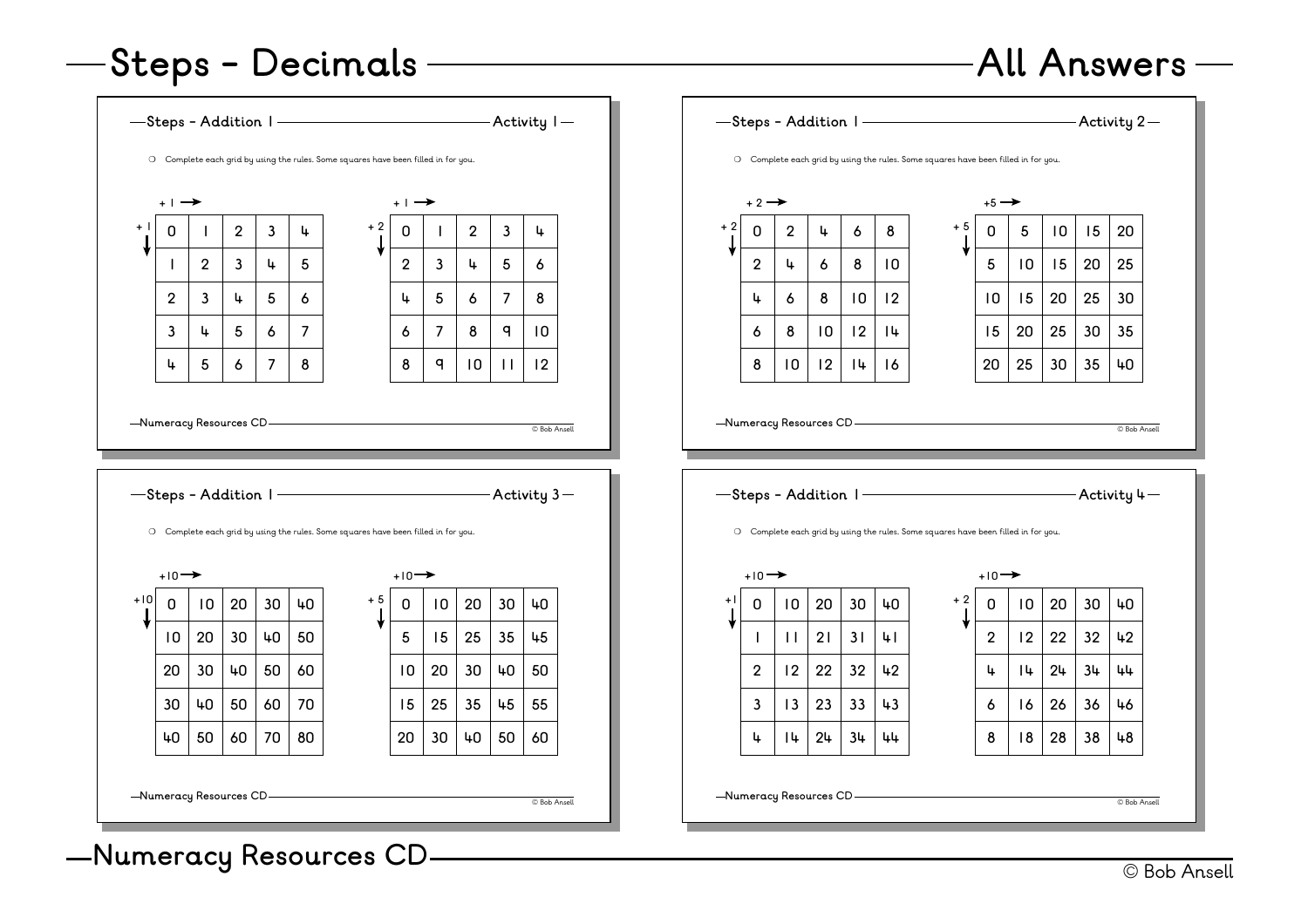# Steps - Decimals — All Answers

## Steps - Addition 1 — Activity 1

❍ Complete each grid by using the rules. Some squares have been filled in for you.

+ 1 → (across), + 1 ↓ (down)

| 0 | 1 | 2 | 3 | 4 |
|---|---|---|---|---|
| 1 | 2 | 3 | 4 | 5 |
| 2 | 3 | 4 | 5 | 6 |
| 3 | 4 | 5 | 6 | 7 |
| 4 | 5 | 6 | 7 | 8 |

+ 1 → (across), + 2 ↓ (down)

| 0 | 1 | 2 | 3 | 4 |
|---|---|---|---|---|
| 2 | 3 | 4 | 5 | 6 |
| 4 | 5 | 6 | 7 | 8 |
| 6 | 7 | 8 | 9 | 10 |
| 8 | 9 | 10 | 11 | 12 |

Numeracy Resources CD — © Bob Ansell

## Steps - Addition 1 — Activity 2

❍ Complete each grid by using the rules. Some squares have been filled in for you.

+ 2 → (across), + 2 ↓ (down)

| 0 | 2 | 4 | 6 | 8 |
|---|---|---|---|---|
| 2 | 4 | 6 | 8 | 10 |
| 4 | 6 | 8 | 10 | 12 |
| 6 | 8 | 10 | 12 | 14 |
| 8 | 10 | 12 | 14 | 16 |

+5 → (across), + 5 ↓ (down)

| 0 | 5 | 10 | 15 | 20 |
|---|---|---|---|---|
| 5 | 10 | 15 | 20 | 25 |
| 10 | 15 | 20 | 25 | 30 |
| 15 | 20 | 25 | 30 | 35 |
| 20 | 25 | 30 | 35 | 40 |

Numeracy Resources CD — © Bob Ansell

## Steps - Addition 1 — Activity 3

❍ Complete each grid by using the rules. Some squares have been filled in for you.

+10 → (across), +10 ↓ (down)

| 0 | 10 | 20 | 30 | 40 |
|---|---|---|---|---|
| 10 | 20 | 30 | 40 | 50 |
| 20 | 30 | 40 | 50 | 60 |
| 30 | 40 | 50 | 60 | 70 |
| 40 | 50 | 60 | 70 | 80 |

+10 → (across), + 5 ↓ (down)

| 0 | 10 | 20 | 30 | 40 |
|---|---|---|---|---|
| 5 | 15 | 25 | 35 | 45 |
| 10 | 20 | 30 | 40 | 50 |
| 15 | 25 | 35 | 45 | 55 |
| 20 | 30 | 40 | 50 | 60 |

Numeracy Resources CD — © Bob Ansell

## Steps - Addition 1 — Activity 4

❍ Complete each grid by using the rules. Some squares have been filled in for you.

+10 → (across), +1 ↓ (down)

| 0 | 10 | 20 | 30 | 40 |
|---|---|---|---|---|
| 1 | 11 | 21 | 31 | 41 |
| 2 | 12 | 22 | 32 | 42 |
| 3 | 13 | 23 | 33 | 43 |
| 4 | 14 | 24 | 34 | 44 |

+10 → (across), + 2 ↓ (down)

| 0 | 10 | 20 | 30 | 40 |
|---|---|---|---|---|
| 2 | 12 | 22 | 32 | 42 |
| 4 | 14 | 24 | 34 | 44 |
| 6 | 16 | 26 | 36 | 46 |
| 8 | 18 | 28 | 38 | 48 |

Numeracy Resources CD — © Bob Ansell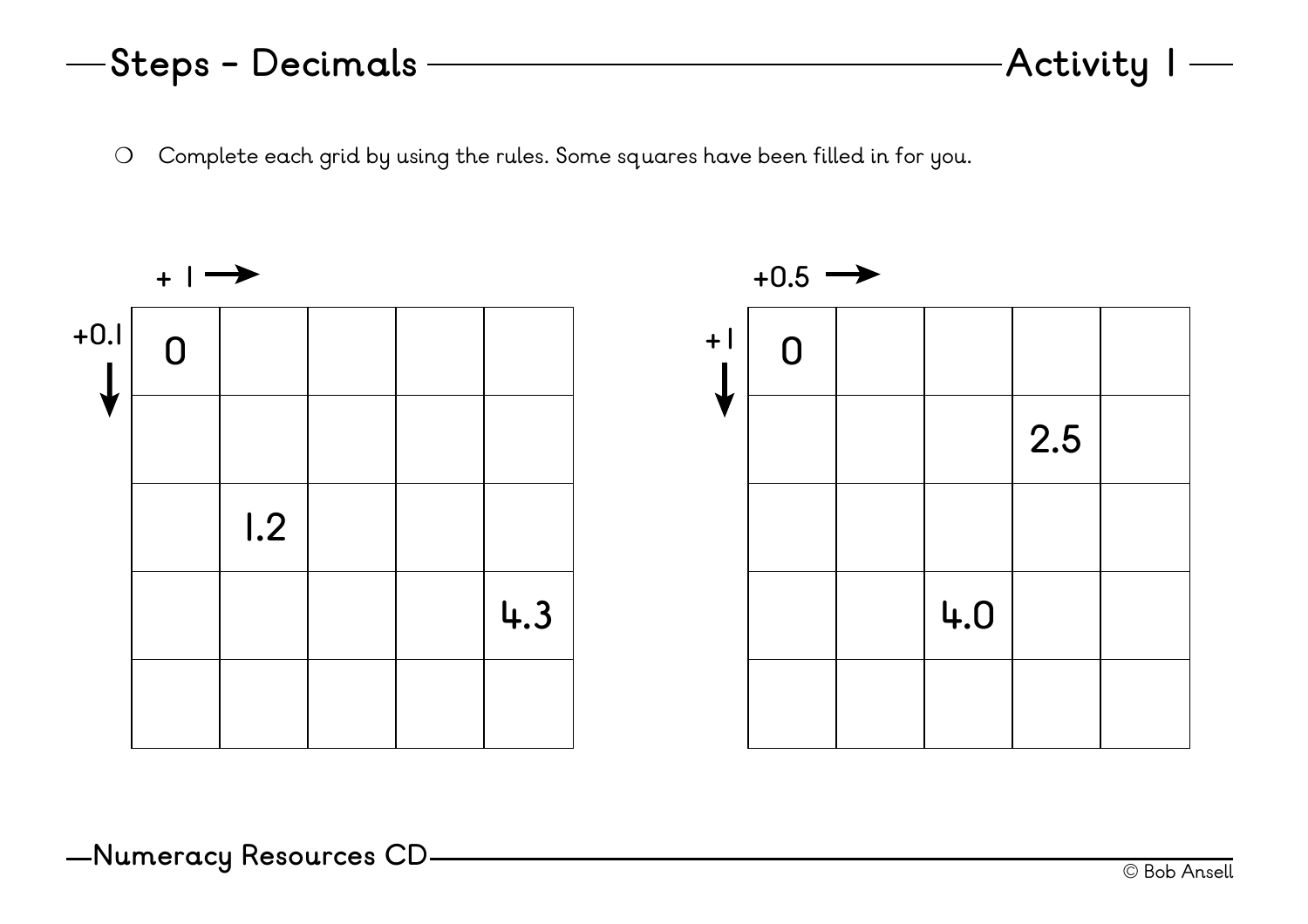## Steps - Decimals — Activity 1

- Complete each grid by using the rules. Some squares have been filled in for you.

Grid 1: + 1 → (across), +0.1 ↓ (down)

| | | | | |
|---|---|---|---|---|
| 0 | | | | |
| | | | | |
| | 1.2 | | | |
| | | | | 4.3 |
| | | | | |

Grid 2: +0.5 → (across), +1 ↓ (down)

| | | | | |
|---|---|---|---|---|
| 0 | | | | |
| | | | 2.5 | |
| | | | | |
| | | 4.0 | | |
| | | | | |

Numeracy Resources CD

© Bob Ansell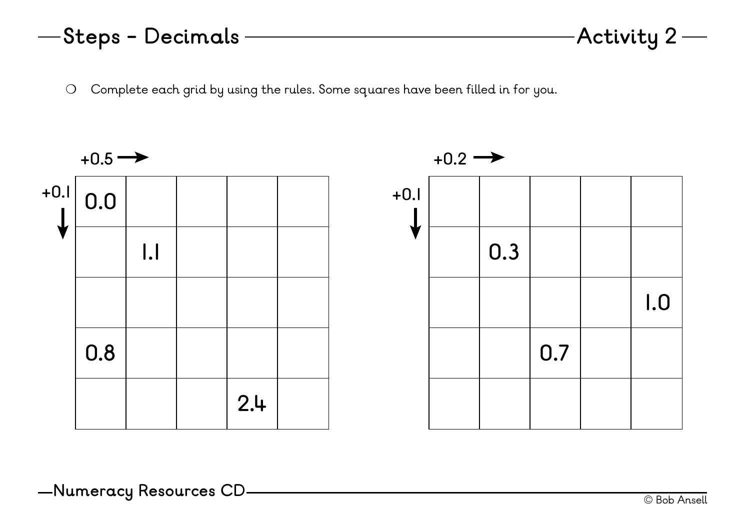# Steps - Decimals

## Activity 2

- Complete each grid by using the rules. Some squares have been filled in for you.

+0.5 → (across)
+0.1 ↓ (down)

| | | | | |
|---|---|---|---|---|
| 0.0 | | | | |
| | 1.1 | | | |
| | | | | |
| 0.8 | | | | |
| | | | 2.4 | |

+0.2 → (across)
+0.1 ↓ (down)

| | | | | |
|---|---|---|---|---|
| | | | | |
| | 0.3 | | | |
| | | | | 1.0 |
| | | 0.7 | | |
| | | | | |

Numeracy Resources CD

© Bob Ansell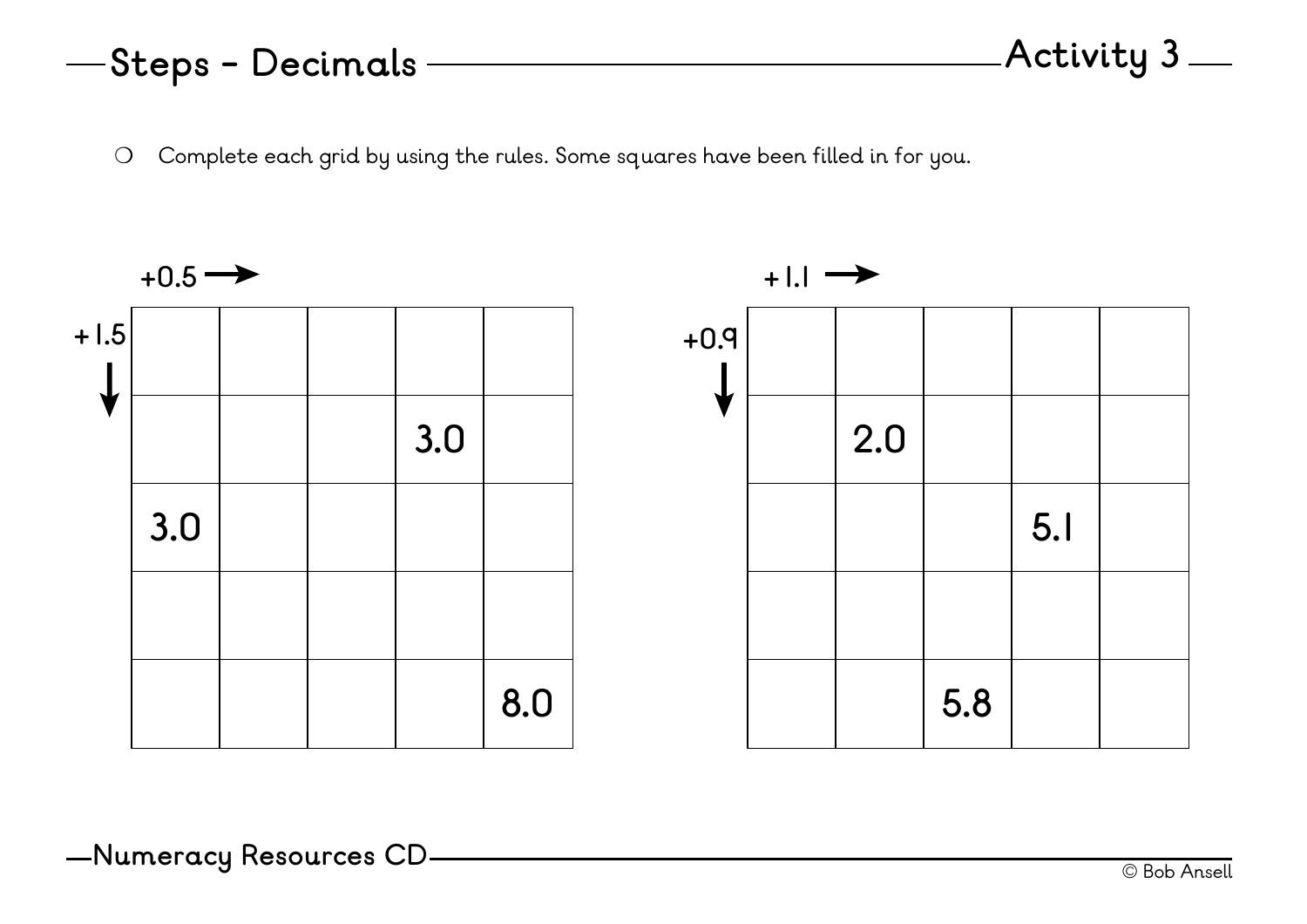## Steps - Decimals

### Activity 3

- Complete each grid by using the rules. Some squares have been filled in for you.

Grid 1: +0.5 → (across), +1.5 ↓ (down)

| | | | | |
|---|---|---|---|---|
| | | | | |
| | | | 3.0 | |
| 3.0 | | | | |
| | | | | |
| | | | | 8.0 |

Grid 2: +1.1 → (across), +0.9 ↓ (down)

| | | | | |
|---|---|---|---|---|
| | | | | |
| | 2.0 | | | |
| | | | 5.1 | |
| | | | | |
| | | 5.8 | | |

Numeracy Resources CD

© Bob Ansell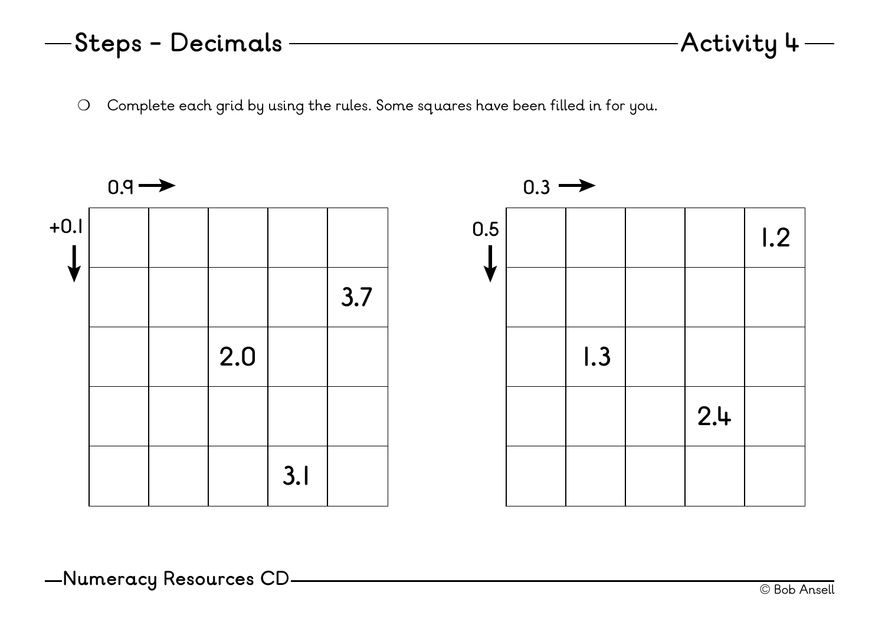# Steps - Decimals

## Activity 4

- Complete each grid by using the rules. Some squares have been filled in for you.

0.9 →

+0.1 ↓

| | | | | |
|---|---|---|---|---|
| | | | | |
| | | | | 3.7 |
| | | 2.0 | | |
| | | | | |
| | | | 3.1 | |

0.3 →

0.5 ↓

| | | | | |
|---|---|---|---|---|
| | | | | 1.2 |
| | | | | |
| | 1.3 | | | |
| | | | 2.4 | |
| | | | | |

Numeracy Resources CD

© Bob Ansell